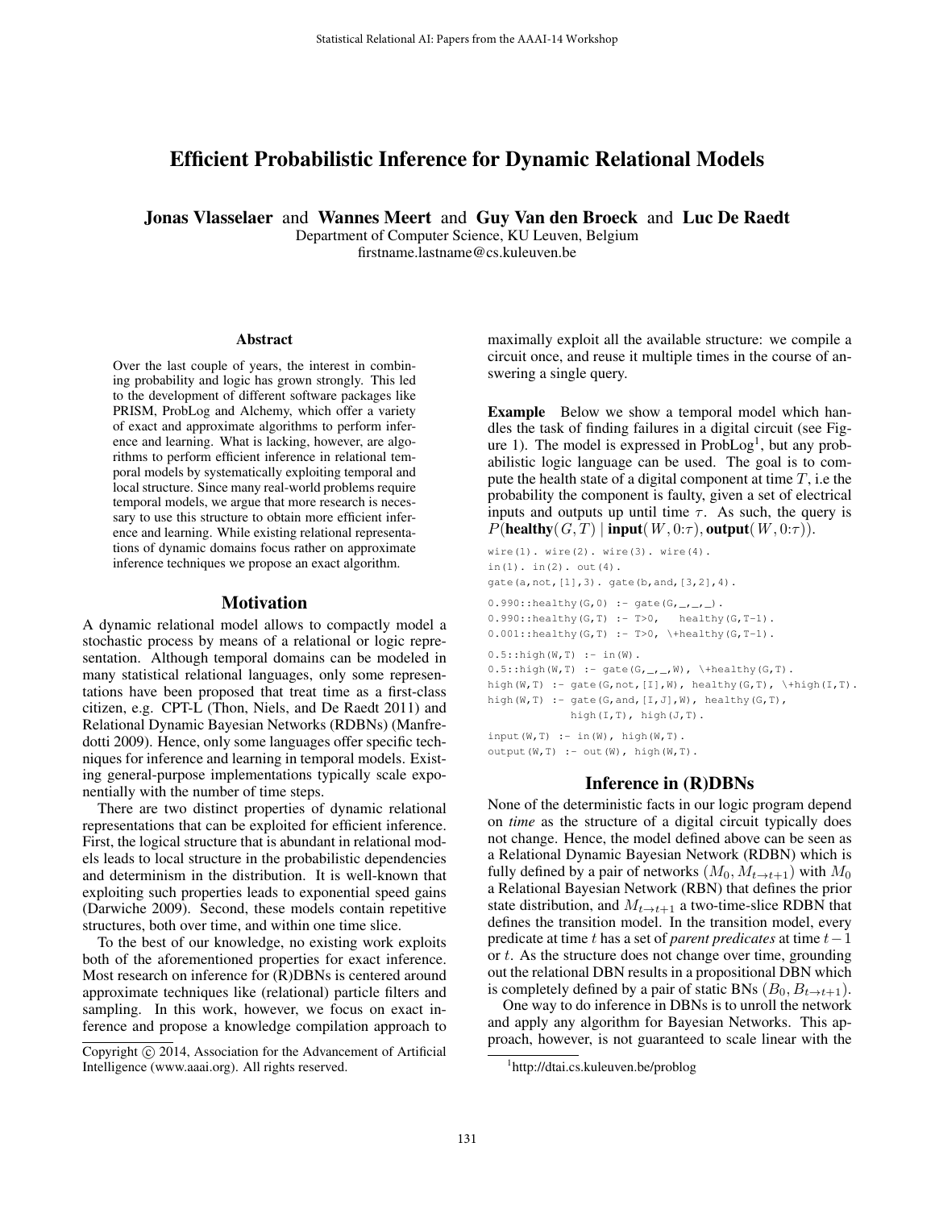# Efficient Probabilistic Inference for Dynamic Relational Models

**Jonas Vlasselaer** and **Wannes Meert** and **Guy Van den Broeck** and **Luc De Raedt**

Department of Computer Science, KU Leuven, Belgium
firstname.lastname@cs.kuleuven.be

### Abstract

Over the last couple of years, the interest in combining probability and logic has grown strongly. This led to the development of different software packages like PRISM, ProbLog and Alchemy, which offer a variety of exact and approximate algorithms to perform inference and learning. What is lacking, however, are algorithms to perform efficient inference in relational temporal models by systematically exploiting temporal and local structure. Since many real-world problems require temporal models, we argue that more research is necessary to use this structure to obtain more efficient inference and learning. While existing relational representations of dynamic domains focus rather on approximate inference techniques we propose an exact algorithm.

## Motivation

A dynamic relational model allows to compactly model a stochastic process by means of a relational or logic representation. Although temporal domains can be modeled in many statistical relational languages, only some representations have been proposed that treat time as a first-class citizen, e.g. CPT-L (Thon, Niels, and De Raedt 2011) and Relational Dynamic Bayesian Networks (RDBNs) (Manfredotti 2009). Hence, only some languages offer specific techniques for inference and learning in temporal models. Existing general-purpose implementations typically scale exponentially with the number of time steps.

There are two distinct properties of dynamic relational representations that can be exploited for efficient inference. First, the logical structure that is abundant in relational models leads to local structure in the probabilistic dependencies and determinism in the distribution. It is well-known that exploiting such properties leads to exponential speed gains (Darwiche 2009). Second, these models contain repetitive structures, both over time, and within one time slice.

To the best of our knowledge, no existing work exploits both of the aforementioned properties for exact inference. Most research on inference for (R)DBNs is centered around approximate techniques like (relational) particle filters and sampling. In this work, however, we focus on exact inference and propose a knowledge compilation approach to maximally exploit all the available structure: we compile a circuit once, and reuse it multiple times in the course of answering a single query.

**Example** Below we show a temporal model which handles the task of finding failures in a digital circuit (see Figure 1). The model is expressed in ProbLog[1], but any probabilistic logic language can be used. The goal is to compute the health state of a digital component at time $T$, i.e the probability the component is faulty, given a set of electrical inputs and outputs up until time $\tau$. As such, the query is $P(\textbf{healthy}(G, T) \mid \textbf{input}(W, 0{:}\tau), \textbf{output}(W, 0{:}\tau))$.

```
wire(1). wire(2). wire(3). wire(4).
in(1). in(2). out(4).
gate(a,not,[1],3). gate(b,and,[3,2],4).

0.990::healthy(G,0) :- gate(G,_,_,_).
0.990::healthy(G,T) :- T>0,   healthy(G,T-1).
0.001::healthy(G,T) :- T>0, \+healthy(G,T-1).

0.5::high(W,T) :- in(W).
0.5::high(W,T) :- gate(G,_,_,W), \+healthy(G,T).
high(W,T) :- gate(G,not,[I],W), healthy(G,T), \+high(I,T).
high(W,T) :- gate(G,and,[I,J],W), healthy(G,T),
             high(I,T), high(J,T).

input(W,T) :- in(W), high(W,T).
output(W,T) :- out(W), high(W,T).
```

## Inference in (R)DBNs

None of the deterministic facts in our logic program depend on *time* as the structure of a digital circuit typically does not change. Hence, the model defined above can be seen as a Relational Dynamic Bayesian Network (RDBN) which is fully defined by a pair of networks $(M_0, M_{t\to t+1})$ with $M_0$ a Relational Bayesian Network (RBN) that defines the prior state distribution, and $M_{t\to t+1}$ a two-time-slice RDBN that defines the transition model. In the transition model, every predicate at time $t$ has a set of *parent predicates* at time $t-1$ or $t$. As the structure does not change over time, grounding out the relational DBN results in a propositional DBN which is completely defined by a pair of static BNs $(B_0, B_{t\to t+1})$.

One way to do inference in DBNs is to unroll the network and apply any algorithm for Bayesian Networks. This approach, however, is not guaranteed to scale linear with the

Copyright © 2014, Association for the Advancement of Artificial Intelligence (www.aaai.org). All rights reserved.

[1] http://dtai.cs.kuleuven.be/problog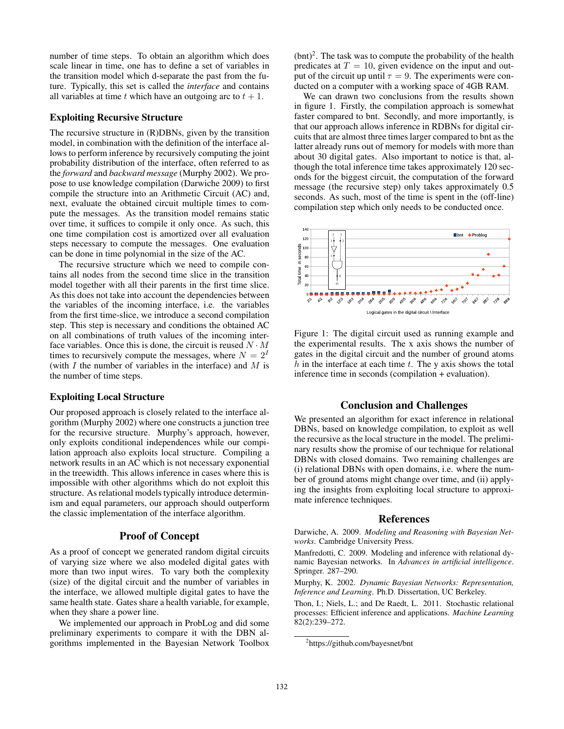number of time steps. To obtain an algorithm which does scale linear in time, one has to define a set of variables in the transition model which d-separate the past from the future. Typically, this set is called the *interface* and contains all variables at time $t$ which have an outgoing arc to $t+1$.

### Exploiting Recursive Structure

The recursive structure in (R)DBNs, given by the transition model, in combination with the definition of the interface allows to perform inference by recursively computing the joint probability distribution of the interface, often referred to as the *forward* and *backward message* (Murphy 2002). We propose to use knowledge compilation (Darwiche 2009) to first compile the structure into an Arithmetic Circuit (AC) and, next, evaluate the obtained circuit multiple times to compute the messages. As the transition model remains static over time, it suffices to compile it only once. As such, this one time compilation cost is amortized over all evaluation steps necessary to compute the messages. One evaluation can be done in time polynomial in the size of the AC.

The recursive structure which we need to compile contains all nodes from the second time slice in the transition model together with all their parents in the first time slice. As this does not take into account the dependencies between the variables of the incoming interface, i.e. the variables from the first time-slice, we introduce a second compilation step. This step is necessary and conditions the obtained AC on all combinations of truth values of the incoming interface variables. Once this is done, the circuit is reused $N \cdot M$ times to recursively compute the messages, where $N = 2^I$ (with $I$ the number of variables in the interface) and $M$ is the number of time steps.

### Exploiting Local Structure

Our proposed approach is closely related to the interface algorithm (Murphy 2002) where one constructs a junction tree for the recursive structure. Murphy's approach, however, only exploits conditional independences while our compilation approach also exploits local structure. Compiling a network results in an AC which is not necessary exponential in the treewidth. This allows inference in cases where this is impossible with other algorithms which do not exploit this structure. As relational models typically introduce determinism and equal parameters, our approach should outperform the classic implementation of the interface algorithm.

## Proof of Concept

As a proof of concept we generated random digital circuits of varying size where we also modeled digital gates with more than two input wires. To vary both the complexity (size) of the digital circuit and the number of variables in the interface, we allowed multiple digital gates to have the same health state. Gates share a health variable, for example, when they share a power line.

We implemented our approach in ProbLog and did some preliminary experiments to compare it with the DBN algorithms implemented in the Bayesian Network Toolbox (bnt)[2]. The task was to compute the probability of the health predicates at $T = 10$, given evidence on the input and output of the circuit up until $\tau = 9$. The experiments were conducted on a computer with a working space of 4GB RAM.

We can drawn two conclusions from the results shown in figure 1. Firstly, the compilation approach is somewhat faster compared to bnt. Secondly, and more importantly, is that our approach allows inference in RDBNs for digital circuits that are almost three times larger compared to bnt as the latter already runs out of memory for models with more than about 30 digital gates. Also important to notice is that, although the total inference time takes approximately 120 seconds for the biggest circuit, the computation of the forward message (the recursive step) only takes approximately 0.5 seconds. As such, most of the time is spent in the (off-line) compilation step which only needs to be conducted once.

Total time in seconds
140
120
100
80
60
40
20
0
bnt
Problog
Logical gates in the digital circuit \ Interface

Figure 1: The digital circuit used as running example and the experimental results. The x axis shows the number of gates in the digital circuit and the number of ground atoms $h$ in the interface at each time $t$. The y axis shows the total inference time in seconds (compilation + evaluation).

## Conclusion and Challenges

We presented an algorithm for exact inference in relational DBNs, based on knowledge compilation, to exploit as well the recursive as the local structure in the model. The preliminary results show the promise of our technique for relational DBNs with closed domains. Two remaining challenges are (i) relational DBNs with open domains, i.e. where the number of ground atoms might change over time, and (ii) applying the insights from exploiting local structure to approximate inference techniques.

## References

Darwiche, A. 2009. *Modeling and Reasoning with Bayesian Networks*. Cambridge University Press.

Manfredotti, C. 2009. Modeling and inference with relational dynamic Bayesian networks. In *Advances in artificial intelligence*. Springer. 287–290.

Murphy, K. 2002. *Dynamic Bayesian Networks: Representation, Inference and Learning*. Ph.D. Dissertation, UC Berkeley.

Thon, I.; Niels, L.; and De Raedt, L. 2011. Stochastic relational processes: Efficient inference and applications. *Machine Learning* 82(2):239–272.

[2] https://github.com/bayesnet/bnt